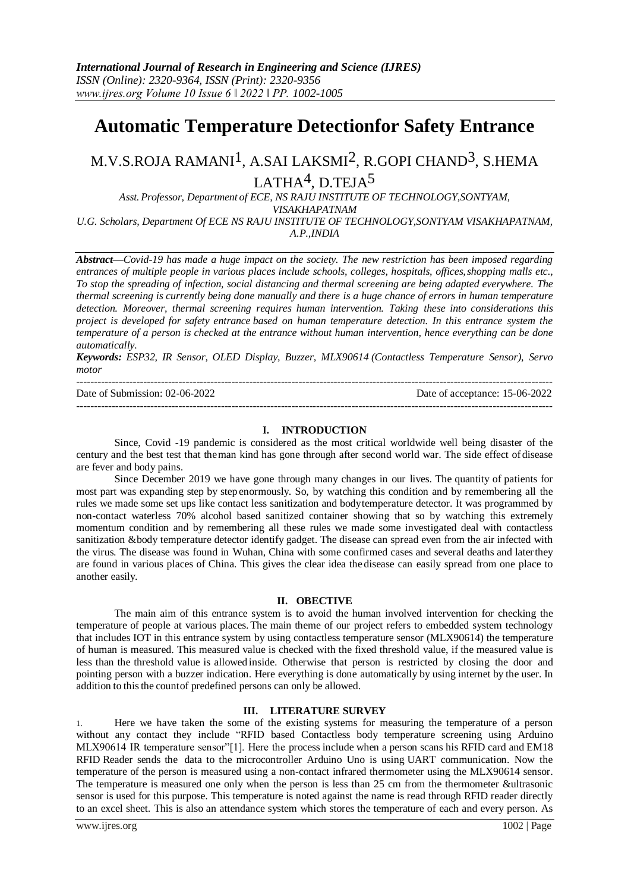# Automatic Temperature Detectionfor Safety Entrance

M.V.S.ROJA RAMANI[1], A.SAI LAKSMI[2], R.GOPI CHAND[3], S.HEMA LATHA[4], D.TEJA[5]

*Asst. Professor, Department of ECE, NS RAJU INSTITUTE OF TECHNOLOGY,SONTYAM, VISAKHAPATNAM*

*U.G. Scholars, Department Of ECE NS RAJU INSTITUTE OF TECHNOLOGY,SONTYAM VISAKHAPATNAM, A.P.,INDIA*

***Abstract—****Covid-19 has made a huge impact on the society. The new restriction has been imposed regarding entrances of multiple people in various places include schools, colleges, hospitals, offices,shopping malls etc., To stop the spreading of infection, social distancing and thermal screening are being adapted everywhere. The thermal screening is currently being done manually and there is a huge chance of errors in human temperature detection. Moreover, thermal screening requires human intervention. Taking these into considerations this project is developed for safety entrance based on human temperature detection. In this entrance system the temperature of a person is checked at the entrance without human intervention, hence everything can be done automatically.*

***Keywords:*** *ESP32, IR Sensor, OLED Display, Buzzer, MLX90614 (Contactless Temperature Sensor), Servo motor*

---

Date of Submission: 02-06-2022 Date of acceptance: 15-06-2022

---

## I. INTRODUCTION

Since, Covid -19 pandemic is considered as the most critical worldwide well being disaster of the century and the best test that theman kind has gone through after second world war. The side effect of disease are fever and body pains.

Since December 2019 we have gone through many changes in our lives. The quantity of patients for most part was expanding step by step enormously. So, by watching this condition and by remembering all the rules we made some set ups like contact less sanitization and bodytemperature detector. It was programmed by non-contact waterless 70% alcohol based sanitized container showing that so by watching this extremely momentum condition and by remembering all these rules we made some investigated deal with contactless sanitization &body temperature detector identify gadget. The disease can spread even from the air infected with the virus. The disease was found in Wuhan, China with some confirmed cases and several deaths and laterthey are found in various places of China. This gives the clear idea the disease can easily spread from one place to another easily.

## II. OBECTIVE

The main aim of this entrance system is to avoid the human involved intervention for checking the temperature of people at various places. The main theme of our project refers to embedded system technology that includes IOT in this entrance system by using contactless temperature sensor (MLX90614) the temperature of human is measured. This measured value is checked with the fixed threshold value, if the measured value is less than the threshold value is allowed inside. Otherwise that person is restricted by closing the door and pointing person with a buzzer indication. Here everything is done automatically by using internet by the user. In addition to this the countof predefined persons can only be allowed.

## III. LITERATURE SURVEY

1. Here we have taken the some of the existing systems for measuring the temperature of a person without any contact they include "RFID based Contactless body temperature screening using Arduino MLX90614 IR temperature sensor"[1]. Here the process include when a person scans his RFID card and EM18 RFID Reader sends the data to the microcontroller Arduino Uno is using UART communication. Now the temperature of the person is measured using a non-contact infrared thermometer using the MLX90614 sensor. The temperature is measured one only when the person is less than 25 cm from the thermometer &ultrasonic sensor is used for this purpose. This temperature is noted against the name is read through RFID reader directly to an excel sheet. This is also an attendance system which stores the temperature of each and every person. As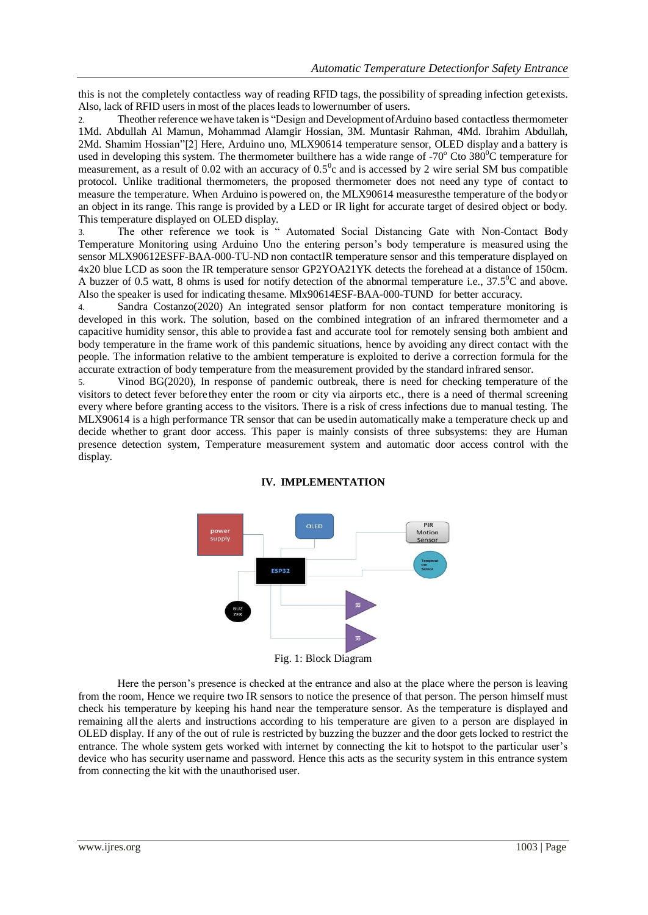this is not the completely contactless way of reading RFID tags, the possibility of spreading infection getexists. Also, lack of RFID users in most of the places leads to lowernumber of users.

2. Theother reference we have taken is "Design and Development ofArduino based contactless thermometer 1Md. Abdullah Al Mamun, Mohammad Alamgir Hossian, 3M. Muntasir Rahman, 4Md. Ibrahim Abdullah, 2Md. Shamim Hossian"[2] Here, Arduino uno, MLX90614 temperature sensor, OLED display and a battery is used in developing this system. The thermometer builthere has a wide range of -70$^{o}$ Cto 380$^{0}$C temperature for measurement, as a result of 0.02 with an accuracy of 0.5$^{0}$c and is accessed by 2 wire serial SM bus compatible protocol. Unlike traditional thermometers, the proposed thermometer does not need any type of contact to measure the temperature. When Arduino ispowered on, the MLX90614 measuresthe temperature of the bodyor an object in its range. This range is provided by a LED or IR light for accurate target of desired object or body. This temperature displayed on OLED display.

3. The other reference we took is " Automated Social Distancing Gate with Non-Contact Body Temperature Monitoring using Arduino Uno the entering person's body temperature is measured using the sensor MLX90612ESFF-BAA-000-TU-ND non contactIR temperature sensor and this temperature displayed on 4x20 blue LCD as soon the IR temperature sensor GP2YOA21YK detects the forehead at a distance of 150cm. A buzzer of 0.5 watt, 8 ohms is used for notify detection of the abnormal temperature i.e., 37.5$^{0}$C and above. Also the speaker is used for indicating thesame. Mlx90614ESF-BAA-000-TUND for better accuracy.

4. Sandra Costanzo(2020) An integrated sensor platform for non contact temperature monitoring is developed in this work. The solution, based on the combined integration of an infrared thermometer and a capacitive humidity sensor, this able to providea fast and accurate tool for remotely sensing both ambient and body temperature in the frame work of this pandemic situations, hence by avoiding any direct contact with the people. The information relative to the ambient temperature is exploited to derive a correction formula for the accurate extraction of body temperature from the measurement provided by the standard infrared sensor.

5. Vinod BG(2020), In response of pandemic outbreak, there is need for checking temperature of the visitors to detect fever beforethey enter the room or city via airports etc., there is a need of thermal screening every where before granting access to the visitors. There is a risk of cress infections due to manual testing. The MLX90614 is a high performance TR sensor that can be usedin automatically make a temperature check up and decide whether to grant door access. This paper is mainly consists of three subsystems: they are Human presence detection system, Temperature measurement system and automatic door access control with the display.

## IV. IMPLEMENTATION

Fig. 1: Block Diagram

Here the person's presence is checked at the entrance and also at the place where the person is leaving from the room, Hence we require two IR sensors to notice the presence of that person. The person himself must check his temperature by keeping his hand near the temperature sensor. As the temperature is displayed and remaining all the alerts and instructions according to his temperature are given to a person are displayed in OLED display. If any of the out of rule is restricted by buzzing the buzzer and the door gets locked to restrict the entrance. The whole system gets worked with internet by connecting the kit to hotspot to the particular user's device who has security username and password. Hence this acts as the security system in this entrance system from connecting the kit with the unauthorised user.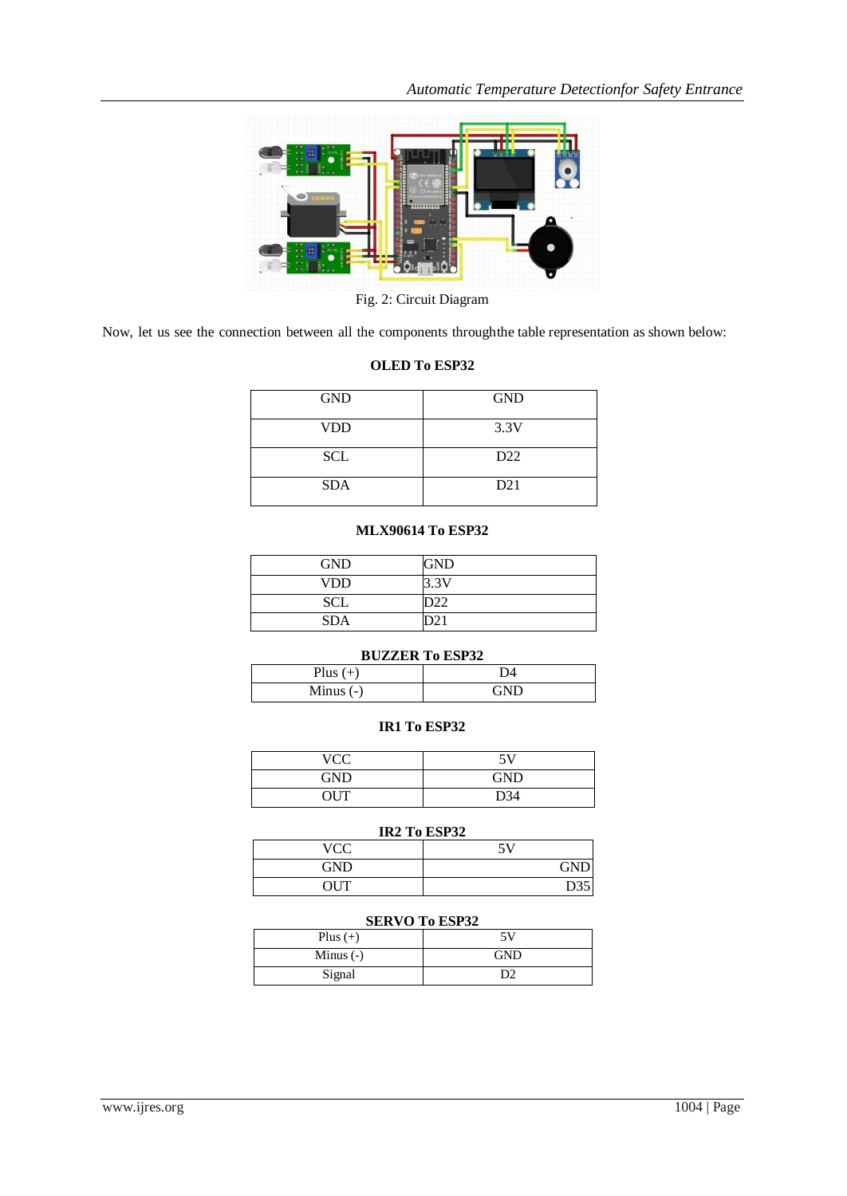Fig. 2: Circuit Diagram

Now, let us see the connection between all the components throughthe table representation as shown below:

**OLED To ESP32**

| GND | GND |
|---|---|
| VDD | 3.3V |
| SCL | D22 |
| SDA | D21 |

**MLX90614 To ESP32**

| GND | GND |
|---|---|
| VDD | 3.3V |
| SCL | D22 |
| SDA | D21 |

**BUZZER To ESP32**

| Plus (+) | D4 |
|---|---|
| Minus (-) | GND |

**IR1 To ESP32**

| VCC | 5V |
|---|---|
| GND | GND |
| OUT | D34 |

**IR2 To ESP32**

| VCC | 5V |
|---|---|
| GND | GND |
| OUT | D35 |

**SERVO To ESP32**

| Plus (+) | 5V |
|---|---|
| Minus (-) | GND |
| Signal | D2 |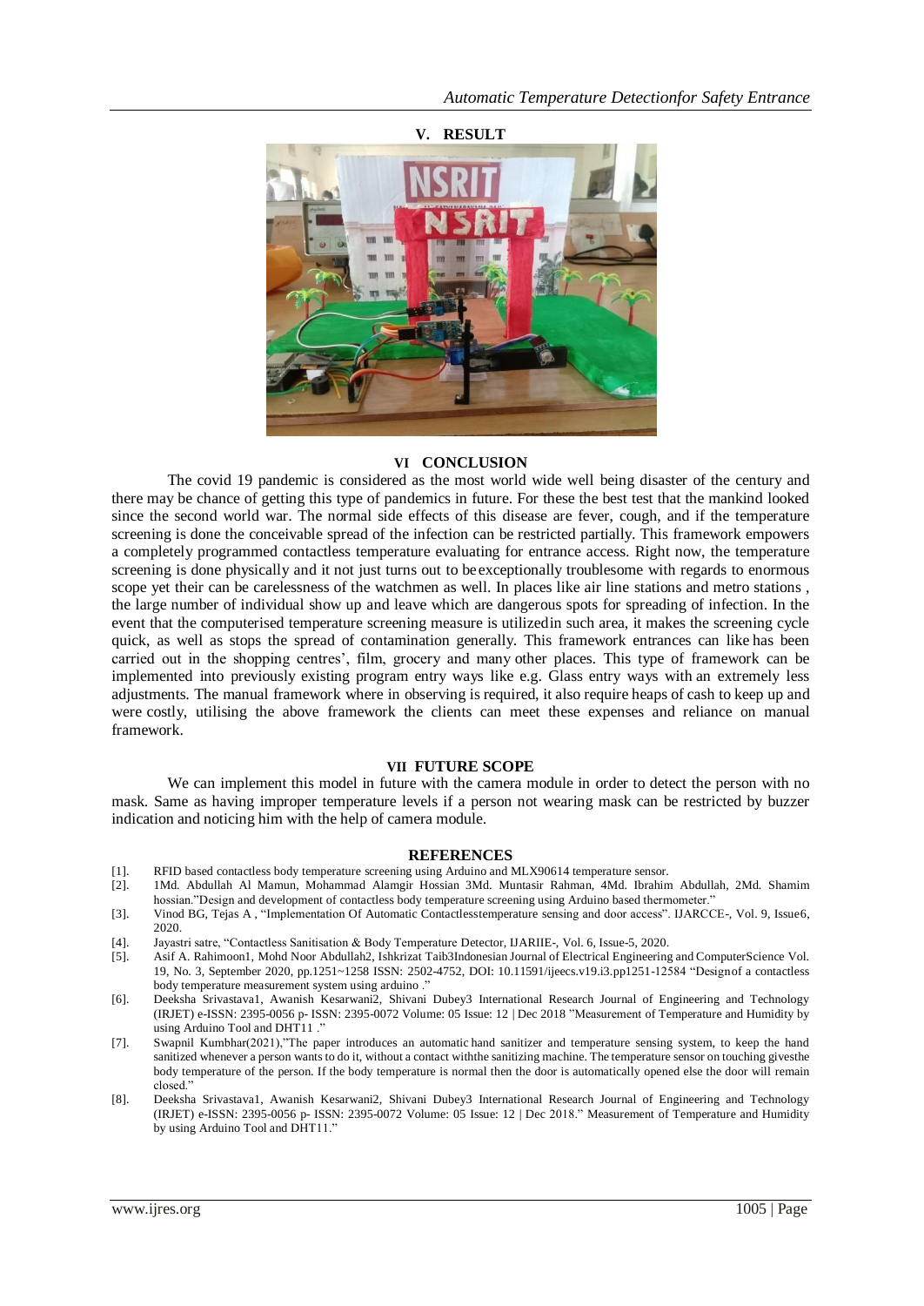## V. RESULT

## VI CONCLUSION

The covid 19 pandemic is considered as the most world wide well being disaster of the century and there may be chance of getting this type of pandemics in future. For these the best test that the mankind looked since the second world war. The normal side effects of this disease are fever, cough, and if the temperature screening is done the conceivable spread of the infection can be restricted partially. This framework empowers a completely programmed contactless temperature evaluating for entrance access. Right now, the temperature screening is done physically and it not just turns out to be exceptionally troublesome with regards to enormous scope yet their can be carelessness of the watchmen as well. In places like air line stations and metro stations , the large number of individual show up and leave which are dangerous spots for spreading of infection. In the event that the computerised temperature screening measure is utilizedin such area, it makes the screening cycle quick, as well as stops the spread of contamination generally. This framework entrances can like has been carried out in the shopping centres', film, grocery and many other places. This type of framework can be implemented into previously existing program entry ways like e.g. Glass entry ways with an extremely less adjustments. The manual framework where in observing is required, it also require heaps of cash to keep up and were costly, utilising the above framework the clients can meet these expenses and reliance on manual framework.

## VII FUTURE SCOPE

We can implement this model in future with the camera module in order to detect the person with no mask. Same as having improper temperature levels if a person not wearing mask can be restricted by buzzer indication and noticing him with the help of camera module.

## REFERENCES

[1]. RFID based contactless body temperature screening using Arduino and MLX90614 temperature sensor.

[2]. 1Md. Abdullah Al Mamun, Mohammad Alamgir Hossian 3Md. Muntasir Rahman, 4Md. Ibrahim Abdullah, 2Md. Shamim hossian."Design and development of contactless body temperature screening using Arduino based thermometer."

[3]. Vinod BG, Tejas A , "Implementation Of Automatic Contactlesstemperature sensing and door access". IJARCCE-, Vol. 9, Issue6, 2020.

[4]. Jayastri satre, "Contactless Sanitisation & Body Temperature Detector, IJARIIE-, Vol. 6, Issue-5, 2020.

[5]. Asif A. Rahimoon1, Mohd Noor Abdullah2, Ishkrizat Taib3Indonesian Journal of Electrical Engineering and ComputerScience Vol. 19, No. 3, September 2020, pp.1251~1258 ISSN: 2502-4752, DOI: 10.11591/ijeecs.v19.i3.pp1251-12584 "Designof a contactless body temperature measurement system using arduino ."

[6]. Deeksha Srivastava1, Awanish Kesarwani2, Shivani Dubey3 International Research Journal of Engineering and Technology (IRJET) e-ISSN: 2395-0056 p- ISSN: 2395-0072 Volume: 05 Issue: 12 | Dec 2018 "Measurement of Temperature and Humidity by using Arduino Tool and DHT11 ."

[7]. Swapnil Kumbhar(2021),"The paper introduces an automatic hand sanitizer and temperature sensing system, to keep the hand sanitized whenever a person wants to do it, without a contact withthe sanitizing machine. The temperature sensor on touching givesthe body temperature of the person. If the body temperature is normal then the door is automatically opened else the door will remain closed."

[8]. Deeksha Srivastava1, Awanish Kesarwani2, Shivani Dubey3 International Research Journal of Engineering and Technology (IRJET) e-ISSN: 2395-0056 p- ISSN: 2395-0072 Volume: 05 Issue: 12 | Dec 2018." Measurement of Temperature and Humidity by using Arduino Tool and DHT11."